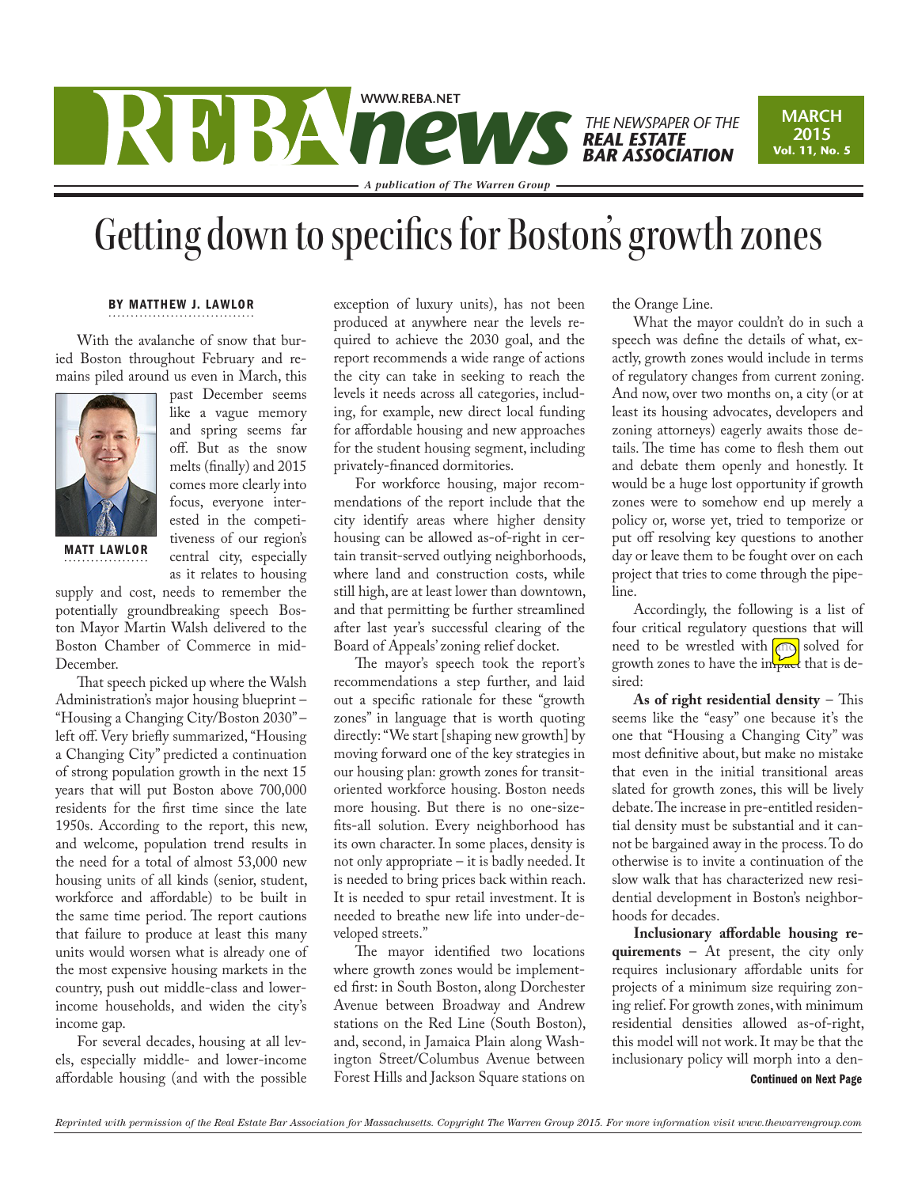# Getting down to specifics for Boston's growth zones

**BY MATTHEW J. LAWLOR**

With the avalanche of snow that buried Boston throughout February and remains piled around us even in March, this past December seems like a vague memory and spring seems far off. But as the snow melts (finally) and 2015 comes more clearly into focus, everyone interested in the competitiveness of our region's central city, especially as it relates to housing supply and cost, needs to remember the potentially groundbreaking speech Boston Mayor Martin Walsh delivered to the Boston Chamber of Commerce in mid-December.

MATT LAWLOR

That speech picked up where the Walsh Administration's major housing blueprint – "Housing a Changing City/Boston 2030" – left off. Very briefly summarized, "Housing a Changing City" predicted a continuation of strong population growth in the next 15 years that will put Boston above 700,000 residents for the first time since the late 1950s. According to the report, this new, and welcome, population trend results in the need for a total of almost 53,000 new housing units of all kinds (senior, student, workforce and affordable) to be built in the same time period. The report cautions that failure to produce at least this many units would worsen what is already one of the most expensive housing markets in the country, push out middle-class and lower-income households, and widen the city's income gap.

For several decades, housing at all levels, especially middle- and lower-income affordable housing (and with the possible exception of luxury units), has not been produced at anywhere near the levels required to achieve the 2030 goal, and the report recommends a wide range of actions the city can take in seeking to reach the levels it needs across all categories, including, for example, new direct local funding for affordable housing and new approaches for the student housing segment, including privately-financed dormitories.

For workforce housing, major recommendations of the report include that the city identify areas where higher density housing can be allowed as-of-right in certain transit-served outlying neighborhoods, where land and construction costs, while still high, are at least lower than downtown, and that permitting be further streamlined after last year's successful clearing of the Board of Appeals' zoning relief docket.

The mayor's speech took the report's recommendations a step further, and laid out a specific rationale for these "growth zones" in language that is worth quoting directly: "We start [shaping new growth] by moving forward one of the key strategies in our housing plan: growth zones for transit-oriented workforce housing. Boston needs more housing. But there is no one-size-fits-all solution. Every neighborhood has its own character. In some places, density is not only appropriate – it is badly needed. It is needed to bring prices back within reach. It is needed to spur retail investment. It is needed to breathe new life into under-developed streets."

The mayor identified two locations where growth zones would be implemented first: in South Boston, along Dorchester Avenue between Broadway and Andrew stations on the Red Line (South Boston), and, second, in Jamaica Plain along Washington Street/Columbus Avenue between Forest Hills and Jackson Square stations on the Orange Line.

What the mayor couldn't do in such a speech was define the details of what, exactly, growth zones would include in terms of regulatory changes from current zoning. And now, over two months on, a city (or at least its housing advocates, developers and zoning attorneys) eagerly awaits those details. The time has come to flesh them out and debate them openly and honestly. It would be a huge lost opportunity if growth zones were to somehow end up merely a policy or, worse yet, tried to temporize or put off resolving key questions to another day or leave them to be fought over on each project that tries to come through the pipeline.

Accordingly, the following is a list of four critical regulatory questions that will need to be wrestled with and solved for growth zones to have the impact that is desired:

**As of right residential density** – This seems like the "easy" one because it's the one that "Housing a Changing City" was most definitive about, but make no mistake that even in the initial transitional areas slated for growth zones, this will be lively debate. The increase in pre-entitled residential density must be substantial and it cannot be bargained away in the process. To do otherwise is to invite a continuation of the slow walk that has characterized new residential development in Boston's neighborhoods for decades.

**Inclusionary affordable housing requirements** – At present, the city only requires inclusionary affordable units for projects of a minimum size requiring zoning relief. For growth zones, with minimum residential densities allowed as-of-right, this model will not work. It may be that the inclusionary policy will morph into a den-

**Continued on Next Page**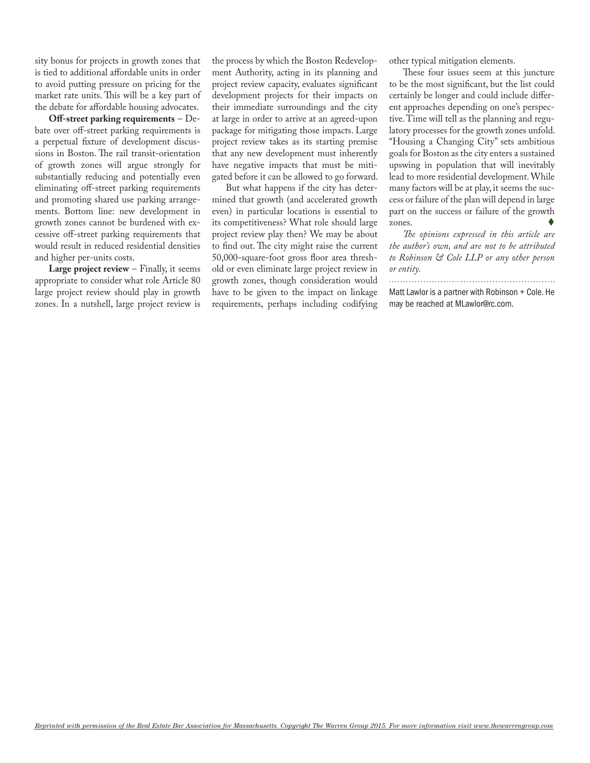sity bonus for projects in growth zones that is tied to additional affordable units in order to avoid putting pressure on pricing for the market rate units. This will be a key part of the debate for affordable housing advocates.

**Off-street parking requirements** – Debate over off-street parking requirements is a perpetual fixture of development discussions in Boston. The rail transit-orientation of growth zones will argue strongly for substantially reducing and potentially even eliminating off-street parking requirements and promoting shared use parking arrangements. Bottom line: new development in growth zones cannot be burdened with excessive off-street parking requirements that would result in reduced residential densities and higher per-units costs.

**Large project review** – Finally, it seems appropriate to consider what role Article 80 large project review should play in growth zones. In a nutshell, large project review is the process by which the Boston Redevelopment Authority, acting in its planning and project review capacity, evaluates significant development projects for their impacts on their immediate surroundings and the city at large in order to arrive at an agreed-upon package for mitigating those impacts. Large project review takes as its starting premise that any new development must inherently have negative impacts that must be mitigated before it can be allowed to go forward.

But what happens if the city has determined that growth (and accelerated growth even) in particular locations is essential to its competitiveness? What role should large project review play then? We may be about to find out. The city might raise the current 50,000-square-foot gross floor area threshold or even eliminate large project review in growth zones, though consideration would have to be given to the impact on linkage requirements, perhaps including codifying other typical mitigation elements.

These four issues seem at this juncture to be the most significant, but the list could certainly be longer and could include different approaches depending on one's perspective. Time will tell as the planning and regulatory processes for the growth zones unfold. "Housing a Changing City" sets ambitious goals for Boston as the city enters a sustained upswing in population that will inevitably lead to more residential development. While many factors will be at play, it seems the success or failure of the plan will depend in large part on the success or failure of the growth zones. ♦

*The opinions expressed in this article are the author's own, and are not to be attributed to Robinson & Cole LLP or any other person or entity.*

Matt Lawlor is a partner with Robinson + Cole. He may be reached at MLawlor@rc.com.

*Reprinted with permission of the Real Estate Bar Association for Massachusetts. Copyright The Warren Group 2015. For more information visit www.thewarrengroup.com*